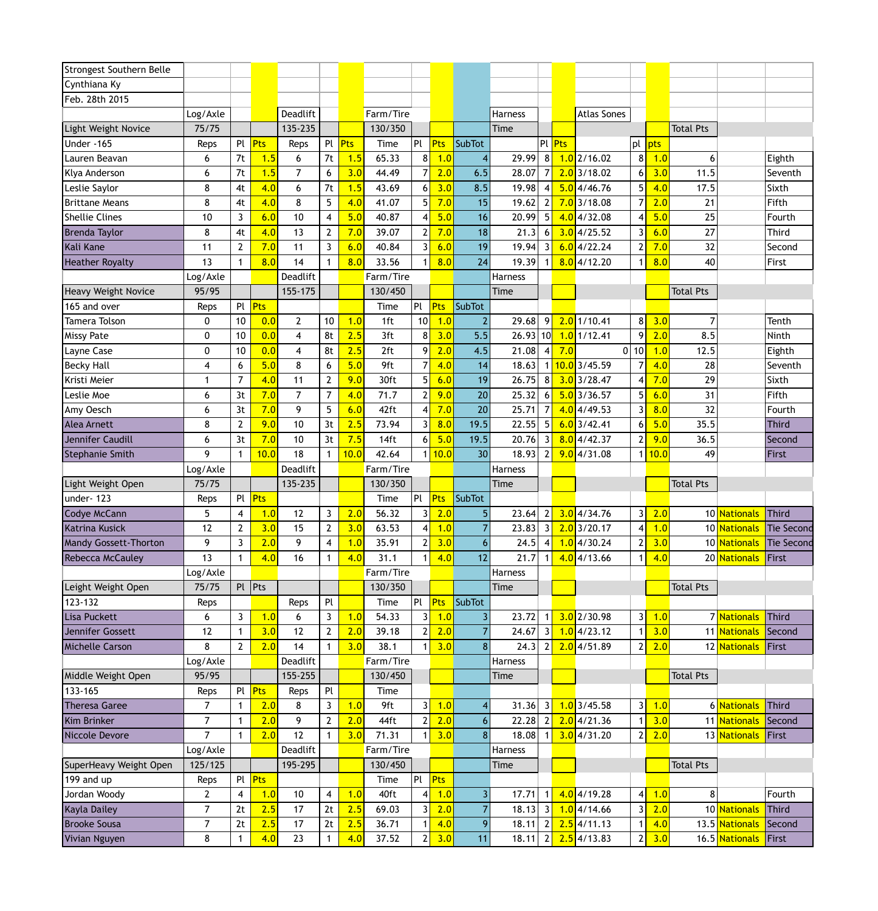| Strongest Southern Belle | | | | | | | | | | | | | | | | | | | | |
|---|---|---|---|---|---|---|---|---|---|---|---|---|---|---|---|---|---|---|---|---|
| Cynthiana Ky | | | | | | | | | | | | | | | | | | | | |
| Feb. 28th 2015 | | | | | | | | | | | | | | | | | | | | |
| | Log/Axle | | | Deadlift | | | Farm/Tire | | | | Harness | | | Atlas Sones | | | | | | |
| Light Weight Novice | 75/75 | | | 135-235 | | | 130/350 | | | | Time | | | | | | Total Pts | | | |
| Under -165 | Reps | Pl | Pts | Reps | Pl | Pts | Time | Pl | Pts | SubTot | | Pl | Pts | | pl | pts | | | | |
| Lauren Beavan | 6 | 7t | 1.5 | 6 | 7t | 1.5 | 65.33 | 8 | 1.0 | 4 | 29.99 | 8 | 1.0 | 2/16.02 | 8 | 1.0 | 6 | | Eighth | |
| Klya Anderson | 6 | 7t | 1.5 | 7 | 6 | 3.0 | 44.49 | 7 | 2.0 | 6.5 | 28.07 | 7 | 2.0 | 3/18.02 | 6 | 3.0 | 11.5 | | Seventh | |
| Leslie Saylor | 8 | 4t | 4.0 | 6 | 7t | 1.5 | 43.69 | 6 | 3.0 | 8.5 | 19.98 | 4 | 5.0 | 4/46.76 | 5 | 4.0 | 17.5 | | Sixth | |
| Brittane Means | 8 | 4t | 4.0 | 8 | 5 | 4.0 | 41.07 | 5 | 7.0 | 15 | 19.62 | 2 | 7.0 | 3/18.08 | 7 | 2.0 | 21 | | Fifth | |
| Shellie Clines | 10 | 3 | 6.0 | 10 | 4 | 5.0 | 40.87 | 4 | 5.0 | 16 | 20.99 | 5 | 4.0 | 4/32.08 | 4 | 5.0 | 25 | | Fourth | |
| Brenda Taylor | 8 | 4t | 4.0 | 13 | 2 | 7.0 | 39.07 | 2 | 7.0 | 18 | 21.3 | 6 | 3.0 | 4/25.52 | 3 | 6.0 | 27 | | Third | |
| Kali Kane | 11 | 2 | 7.0 | 11 | 3 | 6.0 | 40.84 | 3 | 6.0 | 19 | 19.94 | 3 | 6.0 | 4/22.24 | 2 | 7.0 | 32 | | Second | |
| Heather Royalty | 13 | 1 | 8.0 | 14 | 1 | 8.0 | 33.56 | 1 | 8.0 | 24 | 19.39 | 1 | 8.0 | 4/12.20 | 1 | 8.0 | 40 | | First | |
| | Log/Axle | | | Deadlift | | | Farm/Tire | | | | Harness | | | | | | | | | |
| Heavy Weight Novice | 95/95 | | | 155-175 | | | 130/450 | | | | Time | | | | | | Total Pts | | | |
| 165 and over | Reps | Pl | Pts | | | | Time | Pl | Pts | SubTot | | | | | | | | | | |
| Tamera Tolson | 0 | 10 | 0.0 | 2 | 10 | 1.0 | 1ft | 10 | 1.0 | 2 | 29.68 | 9 | 2.0 | 1/10.41 | 8 | 3.0 | 7 | | Tenth | |
| Missy Pate | 0 | 10 | 0.0 | 4 | 8t | 2.5 | 3ft | 8 | 3.0 | 5.5 | 26.93 | 10 | 1.0 | 1/12.41 | 9 | 2.0 | 8.5 | | Ninth | |
| Layne Case | 0 | 10 | 0.0 | 4 | 8t | 2.5 | 2ft | 9 | 2.0 | 4.5 | 21.08 | 4 | 7.0 | 0 | 10 | 1.0 | 12.5 | | Eighth | |
| Becky Hall | 4 | 6 | 5.0 | 8 | 6 | 5.0 | 9ft | 7 | 4.0 | 14 | 18.63 | 1 | 10.0 | 3/45.59 | 7 | 4.0 | 28 | | Seventh | |
| Kristi Meier | 1 | 7 | 4.0 | 11 | 2 | 9.0 | 30ft | 5 | 6.0 | 19 | 26.75 | 8 | 3.0 | 3/28.47 | 4 | 7.0 | 29 | | Sixth | |
| Leslie Moe | 6 | 3t | 7.0 | 7 | 7 | 4.0 | 71.7 | 2 | 9.0 | 20 | 25.32 | 6 | 5.0 | 3/36.57 | 5 | 6.0 | 31 | | Fifth | |
| Amy Oesch | 6 | 3t | 7.0 | 9 | 5 | 6.0 | 42ft | 4 | 7.0 | 20 | 25.71 | 7 | 4.0 | 4/49.53 | 3 | 8.0 | 32 | | Fourth | |
| Alea Arnett | 8 | 2 | 9.0 | 10 | 3t | 2.5 | 73.94 | 3 | 8.0 | 19.5 | 22.55 | 5 | 6.0 | 3/42.41 | 6 | 5.0 | 35.5 | | Third | |
| Jennifer Caudill | 6 | 3t | 7.0 | 10 | 3t | 7.5 | 14ft | 6 | 5.0 | 19.5 | 20.76 | 3 | 8.0 | 4/42.37 | 2 | 9.0 | 36.5 | | Second | |
| Stephanie Smith | 9 | 1 | 10.0 | 18 | 1 | 10.0 | 42.64 | 1 | 10.0 | 30 | 18.93 | 2 | 9.0 | 4/31.08 | 1 | 10.0 | 49 | | First | |
| | Log/Axle | | | Deadlift | | | Farm/Tire | | | | Harness | | | | | | | | | |
| Light Weight Open | 75/75 | | | 135-235 | | | 130/350 | | | | Time | | | | | | Total Pts | | | |
| under- 123 | Reps | Pl | Pts | | | | Time | Pl | Pts | SubTot | | | | | | | | | | |
| Codye McCann | 5 | 4 | 1.0 | 12 | 3 | 2.0 | 56.32 | 3 | 2.0 | 5 | 23.64 | 2 | 3.0 | 4/34.76 | 3 | 2.0 | 10 | Nationals | Third | |
| Katrina Kusick | 12 | 2 | 3.0 | 15 | 2 | 3.0 | 63.53 | 4 | 1.0 | 7 | 23.83 | 3 | 2.0 | 3/20.17 | 4 | 1.0 | 10 | Nationals | Tie Second | |
| Mandy Gossett-Thorton | 9 | 3 | 2.0 | 9 | 4 | 1.0 | 35.91 | 2 | 3.0 | 6 | 24.5 | 4 | 1.0 | 4/30.24 | 2 | 3.0 | 10 | Nationals | Tie Second | |
| Rebecca McCauley | 13 | 1 | 4.0 | 16 | 1 | 4.0 | 31.1 | 1 | 4.0 | 12 | 21.7 | 1 | 4.0 | 4/13.66 | 1 | 4.0 | 20 | Nationals | First | |
| | Log/Axle | | | | | | Farm/Tire | | | | Harness | | | | | | | | | |
| Leight Weight Open | 75/75 | Pl | Pts | | | | 130/350 | | | | Time | | | | | | Total Pts | | | |
| 123-132 | Reps | | | Reps | Pl | | Time | Pl | Pts | SubTot | | | | | | | | | | |
| Lisa Puckett | 6 | 3 | 1.0 | 6 | 3 | 1.0 | 54.33 | 3 | 1.0 | 3 | 23.72 | 1 | 3.0 | 2/30.98 | 3 | 1.0 | 7 | Nationals | Third | |
| Jennifer Gossett | 12 | 1 | 3.0 | 12 | 2 | 2.0 | 39.18 | 2 | 2.0 | 7 | 24.67 | 3 | 1.0 | 4/23.12 | 1 | 3.0 | 11 | Nationals | Second | |
| Michelle Carson | 8 | 2 | 2.0 | 14 | 1 | 3.0 | 38.1 | 1 | 3.0 | 8 | 24.3 | 2 | 2.0 | 4/51.89 | 2 | 2.0 | 12 | Nationals | First | |
| | Log/Axle | | | Deadlift | | | Farm/Tire | | | | Harness | | | | | | | | | |
| Middle Weight Open | 95/95 | | | 155-255 | | | 130/450 | | | | Time | | | | | | Total Pts | | | |
| 133-165 | Reps | Pl | Pts | Reps | Pl | | Time | | | | | | | | | | | | | |
| Theresa Garee | 7 | 1 | 2.0 | 8 | 3 | 1.0 | 9ft | 3 | 1.0 | 4 | 31.36 | 3 | 1.0 | 3/45.58 | 3 | 1.0 | 6 | Nationals | Third | |
| Kim Brinker | 7 | 1 | 2.0 | 9 | 2 | 2.0 | 44ft | 2 | 2.0 | 6 | 22.28 | 2 | 2.0 | 4/21.36 | 1 | 3.0 | 11 | Nationals | Second | |
| Niccole Devore | 7 | 1 | 2.0 | 12 | 1 | 3.0 | 71.31 | 1 | 3.0 | 8 | 18.08 | 1 | 3.0 | 4/31.20 | 2 | 2.0 | 13 | Nationals | First | |
| | Log/Axle | | | Deadlift | | | Farm/Tire | | | | Harness | | | | | | | | | |
| SuperHeavy Weight Open | 125/125 | | | 195-295 | | | 130/450 | | | | Time | | | | | | Total Pts | | | |
| 199 and up | Reps | Pl | Pts | | | | Time | Pl | Pts | | | | | | | | | | | |
| Jordan Woody | 2 | 4 | 1.0 | 10 | 4 | 1.0 | 40ft | 4 | 1.0 | 3 | 17.71 | 1 | 4.0 | 4/19.28 | 4 | 1.0 | 8 | | Fourth | |
| Kayla Dailey | 7 | 2t | 2.5 | 17 | 2t | 2.5 | 69.03 | 3 | 2.0 | 7 | 18.13 | 3 | 1.0 | 4/14.66 | 3 | 2.0 | 10 | Nationals | Third | |
| Brooke Sousa | 7 | 2t | 2.5 | 17 | 2t | 2.5 | 36.71 | 1 | 4.0 | 9 | 18.11 | 2 | 2.5 | 4/11.13 | 1 | 4.0 | 13.5 | Nationals | Second | |
| Vivian Nguyen | 8 | 1 | 4.0 | 23 | 1 | 4.0 | 37.52 | 2 | 3.0 | 11 | 18.11 | 2 | 2.5 | 4/13.83 | 2 | 3.0 | 16.5 | Nationals | First | |